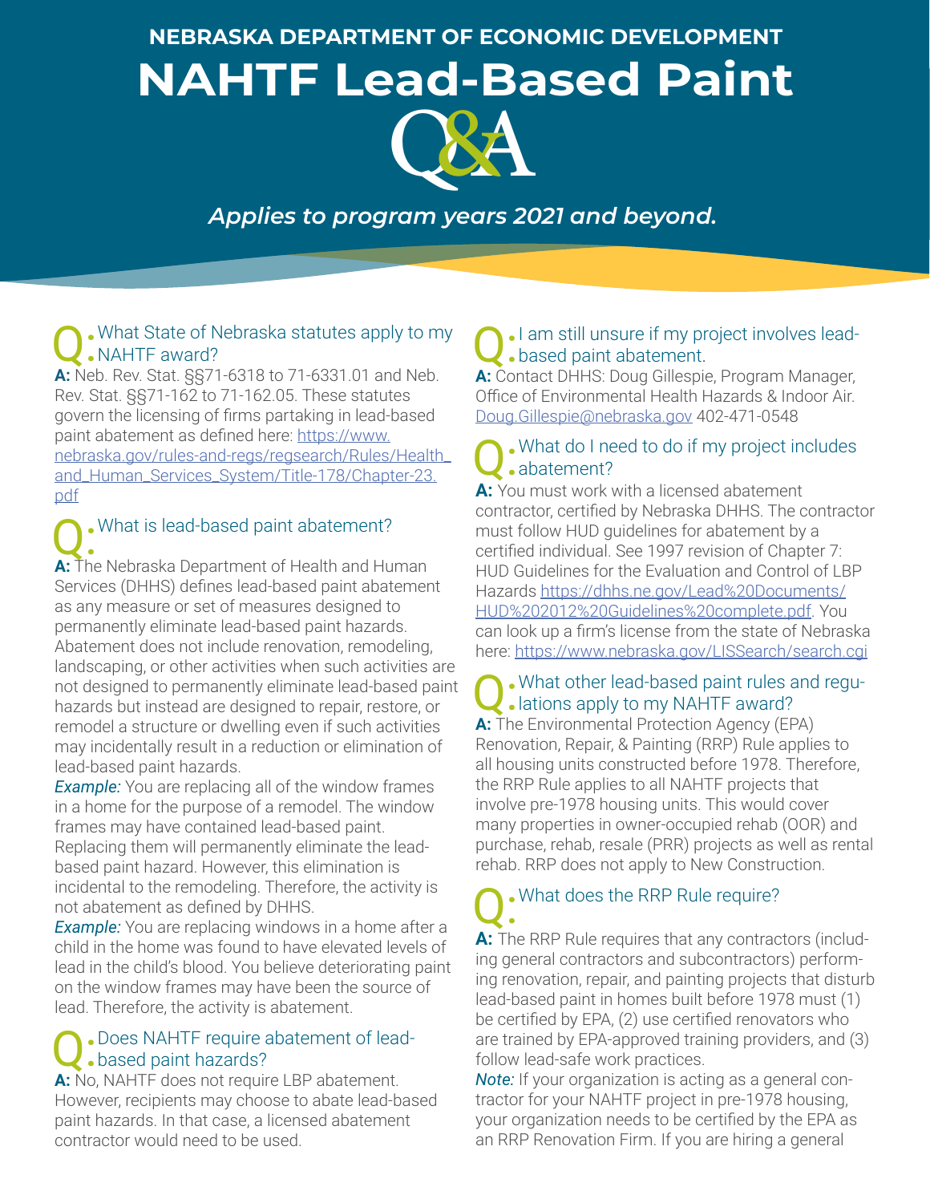## NEBRASKA DEPARTMENT OF ECONOMIC DEVELOPMENT

# NAHTF Lead-Based Paint Q&A

*Applies to program years 2021 and beyond.*

### Q: What State of Nebraska statutes apply to my NAHTF award?

**A:** Neb. Rev. Stat. §§71-6318 to 71-6331.01 and Neb. Rev. Stat. §§71-162 to 71-162.05. These statutes govern the licensing of firms partaking in lead-based paint abatement as defined here: https://www.nebraska.gov/rules-and-regs/regsearch/Rules/Health_and_Human_Services_System/Title-178/Chapter-23.pdf

### Q: What is lead-based paint abatement?

**A:** The Nebraska Department of Health and Human Services (DHHS) defines lead-based paint abatement as any measure or set of measures designed to permanently eliminate lead-based paint hazards. Abatement does not include renovation, remodeling, landscaping, or other activities when such activities are not designed to permanently eliminate lead-based paint hazards but instead are designed to repair, restore, or remodel a structure or dwelling even if such activities may incidentally result in a reduction or elimination of lead-based paint hazards.

***Example:*** You are replacing all of the window frames in a home for the purpose of a remodel. The window frames may have contained lead-based paint. Replacing them will permanently eliminate the lead-based paint hazard. However, this elimination is incidental to the remodeling. Therefore, the activity is not abatement as defined by DHHS.

***Example:*** You are replacing windows in a home after a child in the home was found to have elevated levels of lead in the child's blood. You believe deteriorating paint on the window frames may have been the source of lead. Therefore, the activity is abatement.

### Q: Does NAHTF require abatement of lead-based paint hazards?

**A:** No, NAHTF does not require LBP abatement. However, recipients may choose to abate lead-based paint hazards. In that case, a licensed abatement contractor would need to be used.

### Q: I am still unsure if my project involves lead-based paint abatement.

**A:** Contact DHHS: Doug Gillespie, Program Manager, Office of Environmental Health Hazards & Indoor Air. Doug.Gillespie@nebraska.gov 402-471-0548

### Q: What do I need to do if my project includes abatement?

**A:** You must work with a licensed abatement contractor, certified by Nebraska DHHS. The contractor must follow HUD guidelines for abatement by a certified individual. See 1997 revision of Chapter 7: HUD Guidelines for the Evaluation and Control of LBP Hazards https://dhhs.ne.gov/Lead%20Documents/HUD%202012%20Guidelines%20complete.pdf. You can look up a firm's license from the state of Nebraska here: https://www.nebraska.gov/LISSearch/search.cgi

### Q: What other lead-based paint rules and regulations apply to my NAHTF award?

**A:** The Environmental Protection Agency (EPA) Renovation, Repair, & Painting (RRP) Rule applies to all housing units constructed before 1978. Therefore, the RRP Rule applies to all NAHTF projects that involve pre-1978 housing units. This would cover many properties in owner-occupied rehab (OOR) and purchase, rehab, resale (PRR) projects as well as rental rehab. RRP does not apply to New Construction.

### Q: What does the RRP Rule require?

**A:** The RRP Rule requires that any contractors (including general contractors and subcontractors) performing renovation, repair, and painting projects that disturb lead-based paint in homes built before 1978 must (1) be certified by EPA, (2) use certified renovators who are trained by EPA-approved training providers, and (3) follow lead-safe work practices.

***Note:*** If your organization is acting as a general contractor for your NAHTF project in pre-1978 housing, your organization needs to be certified by the EPA as an RRP Renovation Firm. If you are hiring a general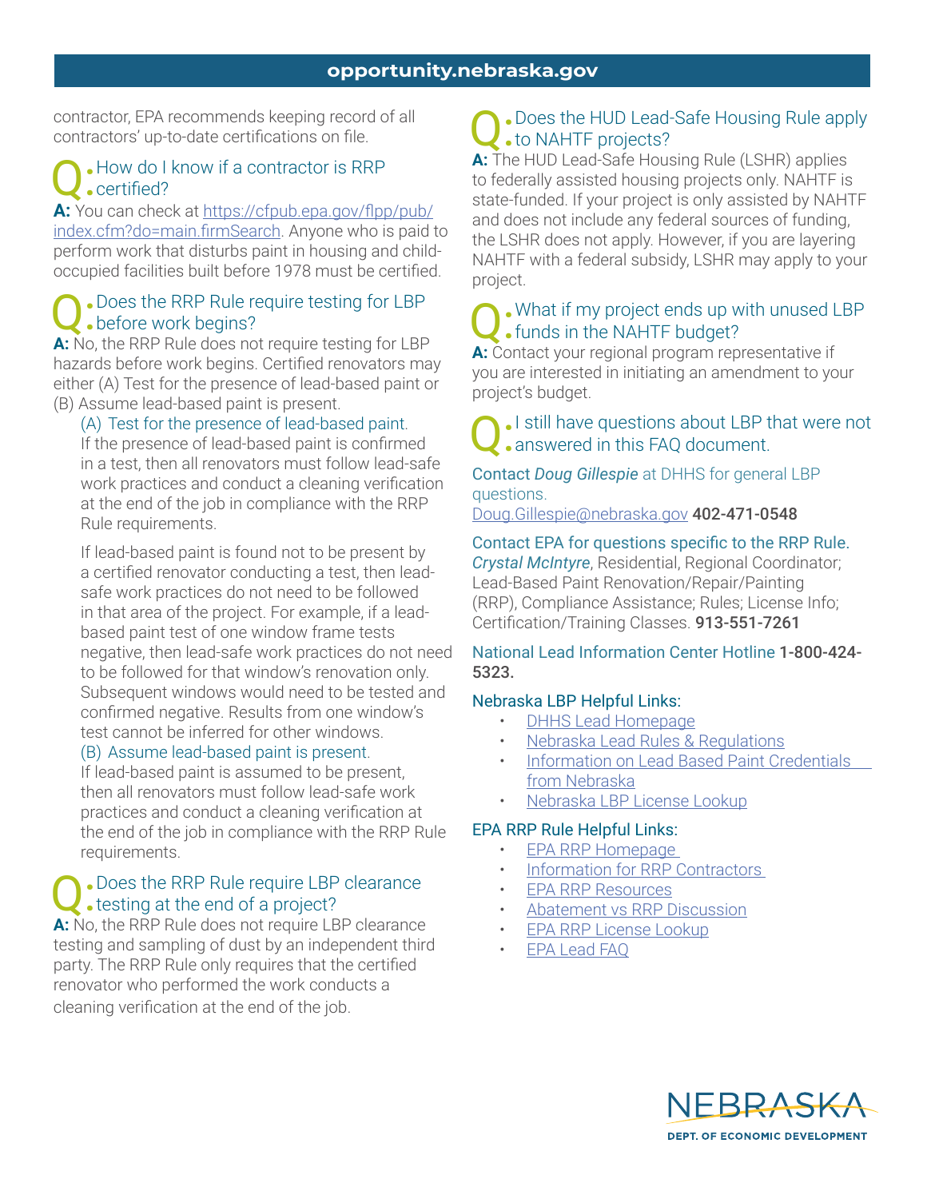contractor, EPA recommends keeping record of all contractors' up-to-date certifications on file.

### Q: How do I know if a contractor is RRP certified?

**A:** You can check at https://cfpub.epa.gov/flpp/pub/index.cfm?do=main.firmSearch. Anyone who is paid to perform work that disturbs paint in housing and child-occupied facilities built before 1978 must be certified.

### Q: Does the RRP Rule require testing for LBP before work begins?

**A:** No, the RRP Rule does not require testing for LBP hazards before work begins. Certified renovators may either (A) Test for the presence of lead-based paint or (B) Assume lead-based paint is present.

(A) Test for the presence of lead-based paint.
If the presence of lead-based paint is confirmed in a test, then all renovators must follow lead-safe work practices and conduct a cleaning verification at the end of the job in compliance with the RRP Rule requirements.

If lead-based paint is found not to be present by a certified renovator conducting a test, then lead-safe work practices do not need to be followed in that area of the project. For example, if a lead-based paint test of one window frame tests negative, then lead-safe work practices do not need to be followed for that window's renovation only. Subsequent windows would need to be tested and confirmed negative. Results from one window's test cannot be inferred for other windows.

(B) Assume lead-based paint is present.
If lead-based paint is assumed to be present, then all renovators must follow lead-safe work practices and conduct a cleaning verification at the end of the job in compliance with the RRP Rule requirements.

### Q: Does the RRP Rule require LBP clearance testing at the end of a project?

**A:** No, the RRP Rule does not require LBP clearance testing and sampling of dust by an independent third party. The RRP Rule only requires that the certified renovator who performed the work conducts a cleaning verification at the end of the job.

### Q: Does the HUD Lead-Safe Housing Rule apply to NAHTF projects?

**A:** The HUD Lead-Safe Housing Rule (LSHR) applies to federally assisted housing projects only. NAHTF is state-funded. If your project is only assisted by NAHTF and does not include any federal sources of funding, the LSHR does not apply. However, if you are layering NAHTF with a federal subsidy, LSHR may apply to your project.

### Q: What if my project ends up with unused LBP funds in the NAHTF budget?

**A:** Contact your regional program representative if you are interested in initiating an amendment to your project's budget.

### Q: I still have questions about LBP that were not answered in this FAQ document.

Contact *Doug Gillespie* at DHHS for general LBP questions.
Doug.Gillespie@nebraska.gov **402-471-0548**

Contact EPA for questions specific to the RRP Rule.
*Crystal McIntyre*, Residential, Regional Coordinator; Lead-Based Paint Renovation/Repair/Painting (RRP), Compliance Assistance; Rules; License Info; Certification/Training Classes. **913-551-7261**

National Lead Information Center Hotline **1-800-424-5323.**

Nebraska LBP Helpful Links:

- DHHS Lead Homepage
- Nebraska Lead Rules & Regulations
- Information on Lead Based Paint Credentials from Nebraska
- Nebraska LBP License Lookup

EPA RRP Rule Helpful Links:

- EPA RRP Homepage
- Information for RRP Contractors
- EPA RRP Resources
- Abatement vs RRP Discussion
- EPA RRP License Lookup
- EPA Lead FAQ

NEBRASKA
DEPT. OF ECONOMIC DEVELOPMENT